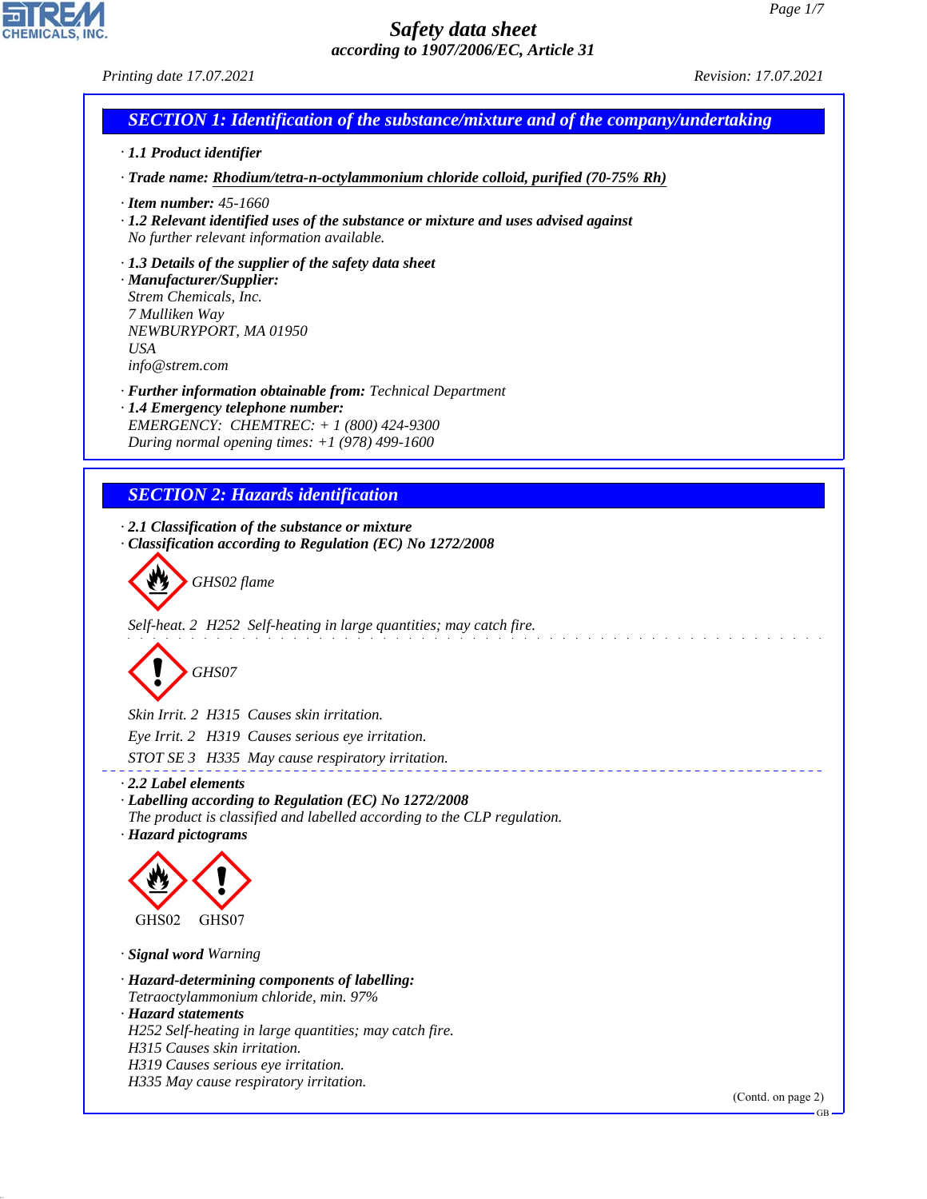# Safety data sheet

*according to 1907/2006/EC, Article 31*

Printing date 17.07.2021 Revision: 17.07.2021

## SECTION 1: Identification of the substance/mixture and of the company/undertaking

· **1.1 Product identifier**

· **Trade name:** **Rhodium/tetra-n-octylammonium chloride colloid, purified (70-75% Rh)**

· **Item number:** 45-1660

· **1.2 Relevant identified uses of the substance or mixture and uses advised against**
No further relevant information available.

· **1.3 Details of the supplier of the safety data sheet**

· **Manufacturer/Supplier:**
Strem Chemicals, Inc.
7 Mulliken Way
NEWBURYPORT, MA 01950
USA
info@strem.com

· **Further information obtainable from:** Technical Department

· **1.4 Emergency telephone number:**
EMERGENCY: CHEMTREC: + 1 (800) 424-9300
During normal opening times: +1 (978) 499-1600

## SECTION 2: Hazards identification

· **2.1 Classification of the substance or mixture**

· **Classification according to Regulation (EC) No 1272/2008**

GHS02 flame

Self-heat. 2 H252 Self-heating in large quantities; may catch fire.

GHS07

Skin Irrit. 2 H315 Causes skin irritation.

Eye Irrit. 2 H319 Causes serious eye irritation.

STOT SE 3 H335 May cause respiratory irritation.

· **2.2 Label elements**

· **Labelling according to Regulation (EC) No 1272/2008**
The product is classified and labelled according to the CLP regulation.

· **Hazard pictograms**

GHS02 GHS07

· **Signal word** Warning

· **Hazard-determining components of labelling:**
Tetraoctylammonium chloride, min. 97%

· **Hazard statements**
H252 Self-heating in large quantities; may catch fire.
H315 Causes skin irritation.
H319 Causes serious eye irritation.
H335 May cause respiratory irritation.

(Contd. on page 2)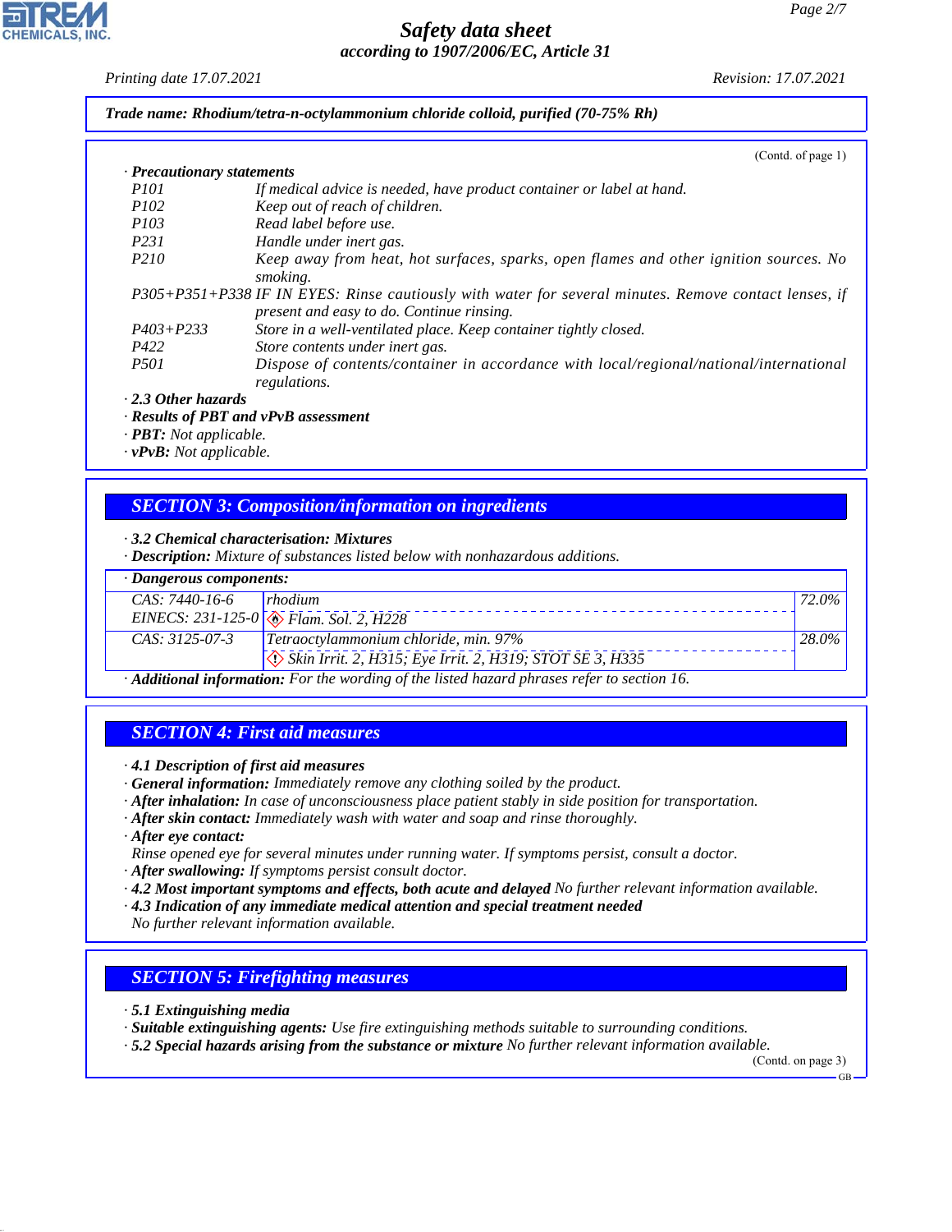**Trade name: Rhodium/tetra-n-octylammonium chloride colloid, purified (70-75% Rh)**

(Contd. of page 1)

· **Precautionary statements**

| | |
|---|---|
| P101 | If medical advice is needed, have product container or label at hand. |
| P102 | Keep out of reach of children. |
| P103 | Read label before use. |
| P231 | Handle under inert gas. |
| P210 | Keep away from heat, hot surfaces, sparks, open flames and other ignition sources. No smoking. |
| P305+P351+P338 | IF IN EYES: Rinse cautiously with water for several minutes. Remove contact lenses, if present and easy to do. Continue rinsing. |
| P403+P233 | Store in a well-ventilated place. Keep container tightly closed. |
| P422 | Store contents under inert gas. |
| P501 | Dispose of contents/container in accordance with local/regional/national/international regulations. |

· **2.3 Other hazards**
· **Results of PBT and vPvB assessment**
· **PBT:** Not applicable.
· **vPvB:** Not applicable.

## SECTION 3: Composition/information on ingredients

· **3.2 Chemical characterisation: Mixtures**
· **Description:** Mixture of substances listed below with nonhazardous additions.

· **Dangerous components:**

| | | |
|---|---|---|
| CAS: 7440-16-6<br>EINECS: 231-125-0 | rhodium<br>Flam. Sol. 2, H228 | 72.0% |
| CAS: 3125-07-3 | Tetraoctylammonium chloride, min. 97%<br>Skin Irrit. 2, H315; Eye Irrit. 2, H319; STOT SE 3, H335 | 28.0% |

· **Additional information:** For the wording of the listed hazard phrases refer to section 16.

## SECTION 4: First aid measures

· **4.1 Description of first aid measures**
· **General information:** Immediately remove any clothing soiled by the product.
· **After inhalation:** In case of unconsciousness place patient stably in side position for transportation.
· **After skin contact:** Immediately wash with water and soap and rinse thoroughly.
· **After eye contact:**
Rinse opened eye for several minutes under running water. If symptoms persist, consult a doctor.
· **After swallowing:** If symptoms persist consult doctor.
· **4.2 Most important symptoms and effects, both acute and delayed** No further relevant information available.
· **4.3 Indication of any immediate medical attention and special treatment needed**
No further relevant information available.

## SECTION 5: Firefighting measures

· **5.1 Extinguishing media**
· **Suitable extinguishing agents:** Use fire extinguishing methods suitable to surrounding conditions.
· **5.2 Special hazards arising from the substance or mixture** No further relevant information available.

(Contd. on page 3)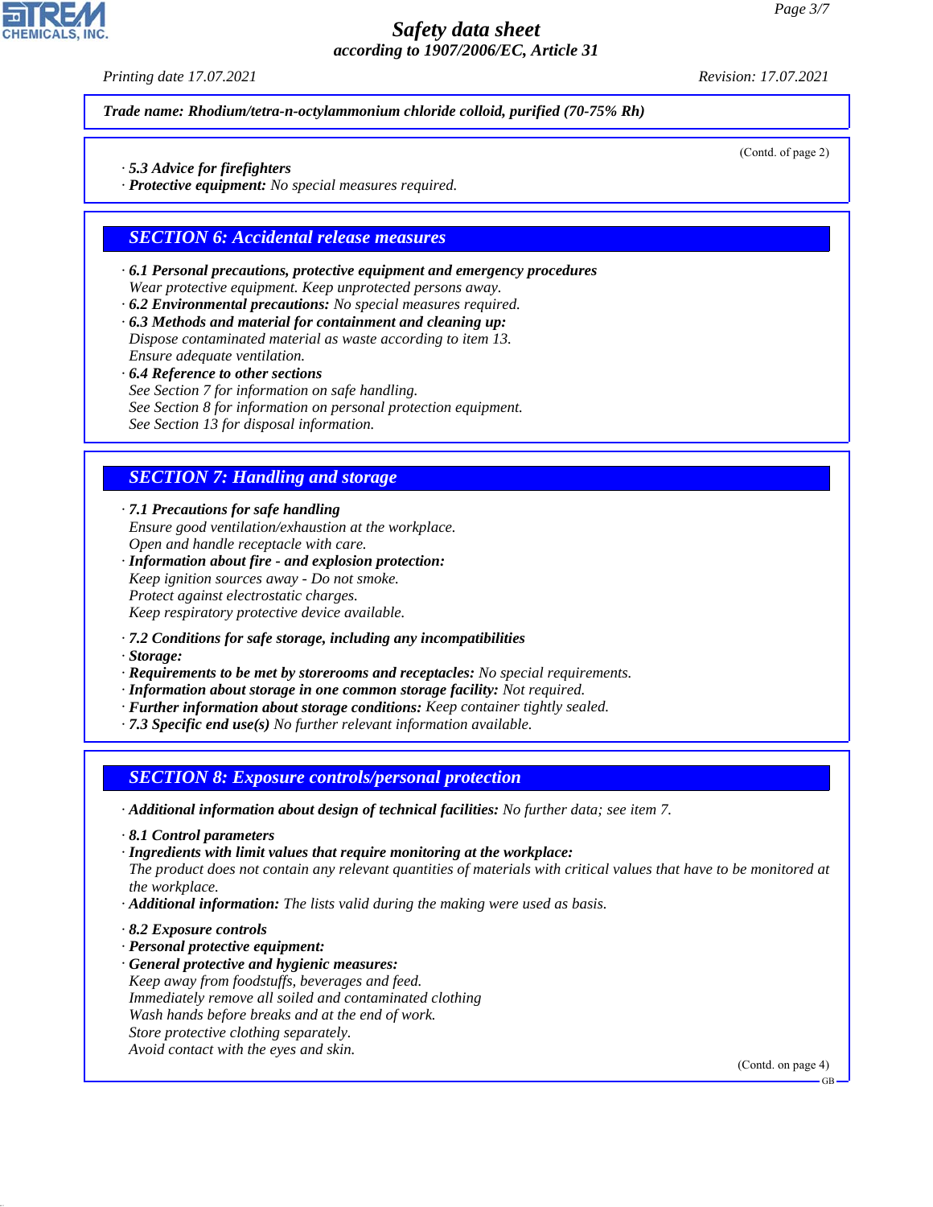**Trade name: Rhodium/tetra-n-octylammonium chloride colloid, purified (70-75% Rh)**

(Contd. of page 2)

· **5.3 Advice for firefighters**
· **Protective equipment:** No special measures required.

## SECTION 6: Accidental release measures

· **6.1 Personal precautions, protective equipment and emergency procedures**
Wear protective equipment. Keep unprotected persons away.
· **6.2 Environmental precautions:** No special measures required.
· **6.3 Methods and material for containment and cleaning up:**
Dispose contaminated material as waste according to item 13.
Ensure adequate ventilation.
· **6.4 Reference to other sections**
See Section 7 for information on safe handling.
See Section 8 for information on personal protection equipment.
See Section 13 for disposal information.

## SECTION 7: Handling and storage

· **7.1 Precautions for safe handling**
Ensure good ventilation/exhaustion at the workplace.
Open and handle receptacle with care.
· **Information about fire - and explosion protection:**
Keep ignition sources away - Do not smoke.
Protect against electrostatic charges.
Keep respiratory protective device available.

· **7.2 Conditions for safe storage, including any incompatibilities**
· **Storage:**
· **Requirements to be met by storerooms and receptacles:** No special requirements.
· **Information about storage in one common storage facility:** Not required.
· **Further information about storage conditions:** Keep container tightly sealed.
· **7.3 Specific end use(s)** No further relevant information available.

## SECTION 8: Exposure controls/personal protection

· **Additional information about design of technical facilities:** No further data; see item 7.

· **8.1 Control parameters**
· **Ingredients with limit values that require monitoring at the workplace:**
The product does not contain any relevant quantities of materials with critical values that have to be monitored at the workplace.
· **Additional information:** The lists valid during the making were used as basis.

· **8.2 Exposure controls**
· **Personal protective equipment:**
· **General protective and hygienic measures:**
Keep away from foodstuffs, beverages and feed.
Immediately remove all soiled and contaminated clothing
Wash hands before breaks and at the end of work.
Store protective clothing separately.
Avoid contact with the eyes and skin.

(Contd. on page 4)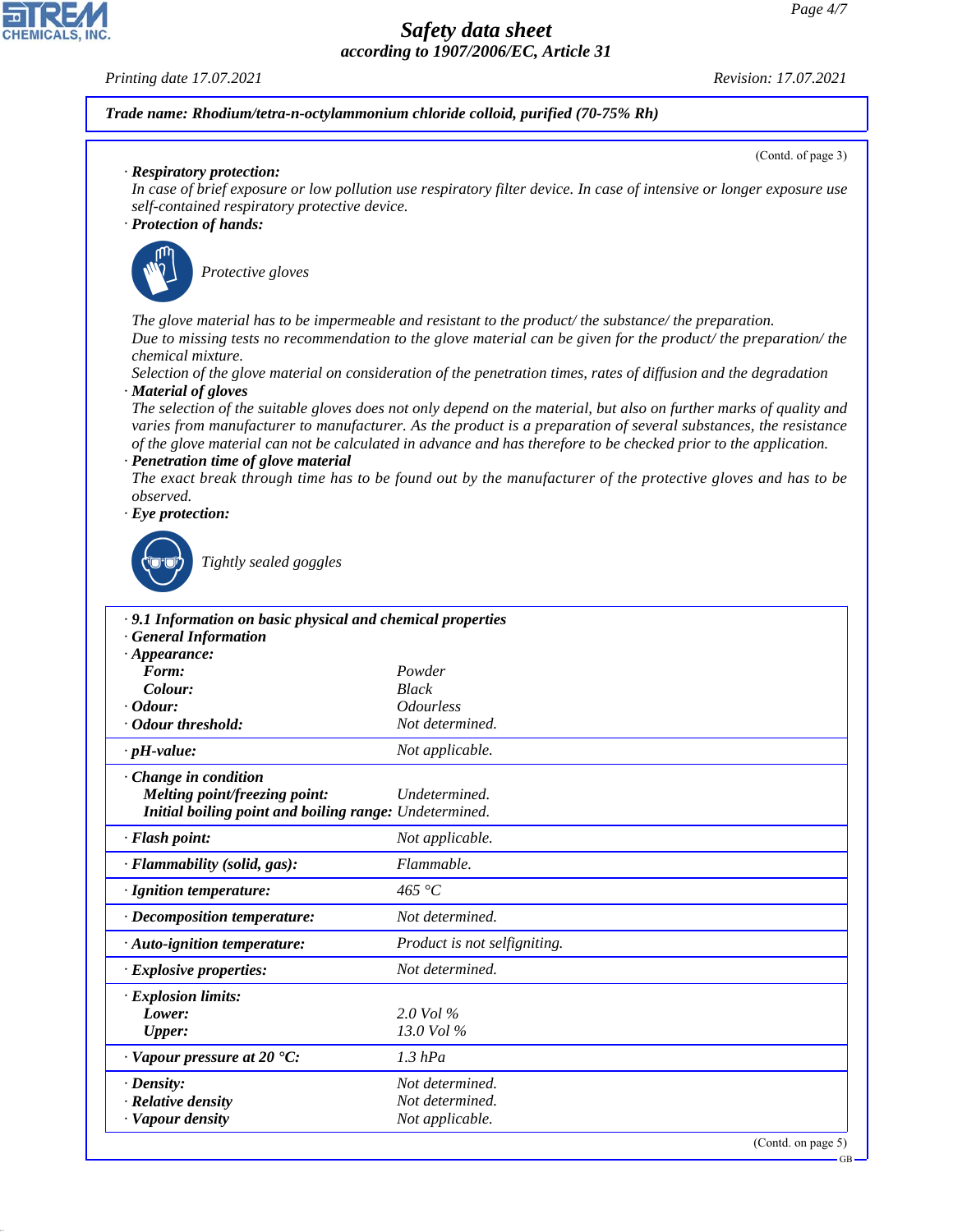**Trade name: Rhodium/tetra-n-octylammonium chloride colloid, purified (70-75% Rh)**

(Contd. of page 3)

· **Respiratory protection:**
In case of brief exposure or low pollution use respiratory filter device. In case of intensive or longer exposure use self-contained respiratory protective device.

· **Protection of hands:**

Protective gloves

The glove material has to be impermeable and resistant to the product/ the substance/ the preparation.
Due to missing tests no recommendation to the glove material can be given for the product/ the preparation/ the chemical mixture.
Selection of the glove material on consideration of the penetration times, rates of diffusion and the degradation

· **Material of gloves**
The selection of the suitable gloves does not only depend on the material, but also on further marks of quality and varies from manufacturer to manufacturer. As the product is a preparation of several substances, the resistance of the glove material can not be calculated in advance and has therefore to be checked prior to the application.

· **Penetration time of glove material**
The exact break through time has to be found out by the manufacturer of the protective gloves and has to be observed.

· **Eye protection:**

Tightly sealed goggles

· **9.1 Information on basic physical and chemical properties**
· **General Information**

| | |
|---|---|
| · **Appearance:** | |
| **Form:** | Powder |
| **Colour:** | Black |
| · **Odour:** | Odourless |
| · **Odour threshold:** | Not determined. |
| · **pH-value:** | Not applicable. |
| · **Change in condition** | |
| **Melting point/freezing point:** | Undetermined. |
| **Initial boiling point and boiling range:** | Undetermined. |
| · **Flash point:** | Not applicable. |
| · **Flammability (solid, gas):** | Flammable. |
| · **Ignition temperature:** | 465 °C |
| · **Decomposition temperature:** | Not determined. |
| · **Auto-ignition temperature:** | Product is not selfigniting. |
| · **Explosive properties:** | Not determined. |
| · **Explosion limits:** | |
| **Lower:** | 2.0 Vol % |
| **Upper:** | 13.0 Vol % |
| · **Vapour pressure at 20 °C:** | 1.3 hPa |
| · **Density:** | Not determined. |
| · **Relative density** | Not determined. |
| · **Vapour density** | Not applicable. |

(Contd. on page 5)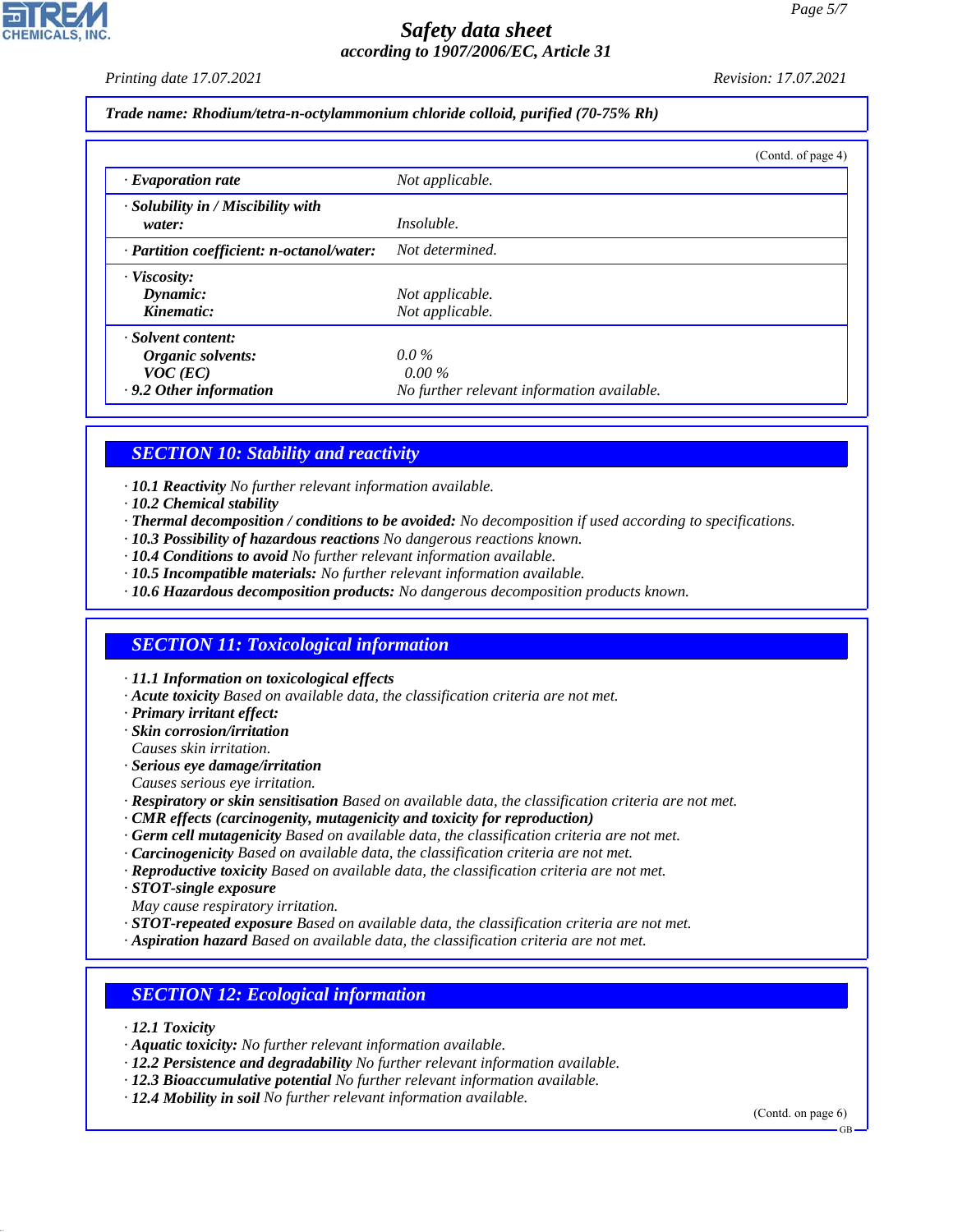**Trade name: Rhodium/tetra-n-octylammonium chloride colloid, purified (70-75% Rh)**

(Contd. of page 4)

| | |
|---|---|
| · **Evaporation rate** | Not applicable. |
| · **Solubility in / Miscibility with water:** | Insoluble. |
| · **Partition coefficient: n-octanol/water:** | Not determined. |
| · **Viscosity:** | |
| **Dynamic:** | Not applicable. |
| **Kinematic:** | Not applicable. |
| · **Solvent content:** | |
| **Organic solvents:** | 0.0 % |
| **VOC (EC)** | 0.00 % |
| · **9.2 Other information** | No further relevant information available. |

## SECTION 10: Stability and reactivity

- · **10.1 Reactivity** No further relevant information available.
- · **10.2 Chemical stability**
- · **Thermal decomposition / conditions to be avoided:** No decomposition if used according to specifications.
- · **10.3 Possibility of hazardous reactions** No dangerous reactions known.
- · **10.4 Conditions to avoid** No further relevant information available.
- · **10.5 Incompatible materials:** No further relevant information available.
- · **10.6 Hazardous decomposition products:** No dangerous decomposition products known.

## SECTION 11: Toxicological information

- · **11.1 Information on toxicological effects**
- · **Acute toxicity** Based on available data, the classification criteria are not met.
- · **Primary irritant effect:**
- · **Skin corrosion/irritation**
  Causes skin irritation.
- · **Serious eye damage/irritation**
  Causes serious eye irritation.
- · **Respiratory or skin sensitisation** Based on available data, the classification criteria are not met.
- · **CMR effects (carcinogenity, mutagenicity and toxicity for reproduction)**
- · **Germ cell mutagenicity** Based on available data, the classification criteria are not met.
- · **Carcinogenicity** Based on available data, the classification criteria are not met.
- · **Reproductive toxicity** Based on available data, the classification criteria are not met.
- · **STOT-single exposure**
  May cause respiratory irritation.
- · **STOT-repeated exposure** Based on available data, the classification criteria are not met.
- · **Aspiration hazard** Based on available data, the classification criteria are not met.

## SECTION 12: Ecological information

- · **12.1 Toxicity**
- · **Aquatic toxicity:** No further relevant information available.
- · **12.2 Persistence and degradability** No further relevant information available.
- · **12.3 Bioaccumulative potential** No further relevant information available.
- · **12.4 Mobility in soil** No further relevant information available.

(Contd. on page 6)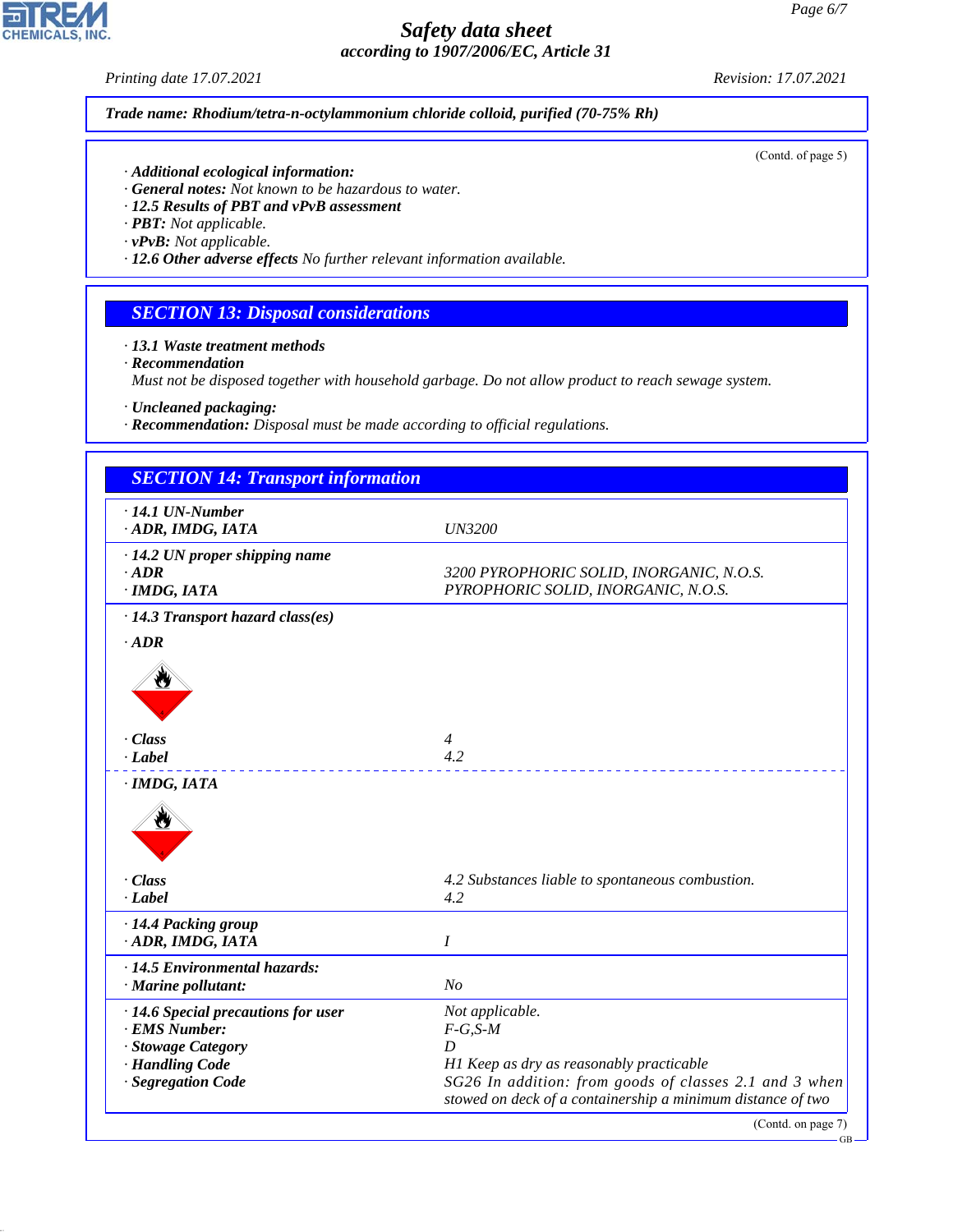**Trade name: Rhodium/tetra-n-octylammonium chloride colloid, purified (70-75% Rh)**

(Contd. of page 5)

· **Additional ecological information:**
· **General notes:** Not known to be hazardous to water.
· **12.5 Results of PBT and vPvB assessment**
· **PBT:** Not applicable.
· **vPvB:** Not applicable.
· **12.6 Other adverse effects** No further relevant information available.

## SECTION 13: Disposal considerations

· **13.1 Waste treatment methods**
· **Recommendation**
Must not be disposed together with household garbage. Do not allow product to reach sewage system.

· **Uncleaned packaging:**
· **Recommendation:** Disposal must be made according to official regulations.

## SECTION 14: Transport information

| | |
|---|---|
| · **14.1 UN-Number** | |
| · **ADR, IMDG, IATA** | UN3200 |
| · **14.2 UN proper shipping name** | |
| · **ADR** | 3200 PYROPHORIC SOLID, INORGANIC, N.O.S. |
| · **IMDG, IATA** | PYROPHORIC SOLID, INORGANIC, N.O.S. |
| · **14.3 Transport hazard class(es)** | |
| · **ADR** | |
| · **Class** | 4 |
| · **Label** | 4.2 |
| · **IMDG, IATA** | |
| · **Class** | 4.2 Substances liable to spontaneous combustion. |
| · **Label** | 4.2 |
| · **14.4 Packing group** | |
| · **ADR, IMDG, IATA** | I |
| · **14.5 Environmental hazards:** | |
| · **Marine pollutant:** | No |
| · **14.6 Special precautions for user** | Not applicable. |
| · **EMS Number:** | F-G,S-M |
| · **Stowage Category** | D |
| · **Handling Code** | H1 Keep as dry as reasonably practicable |
| · **Segregation Code** | SG26 In addition: from goods of classes 2.1 and 3 when stowed on deck of a containership a minimum distance of two |

(Contd. on page 7)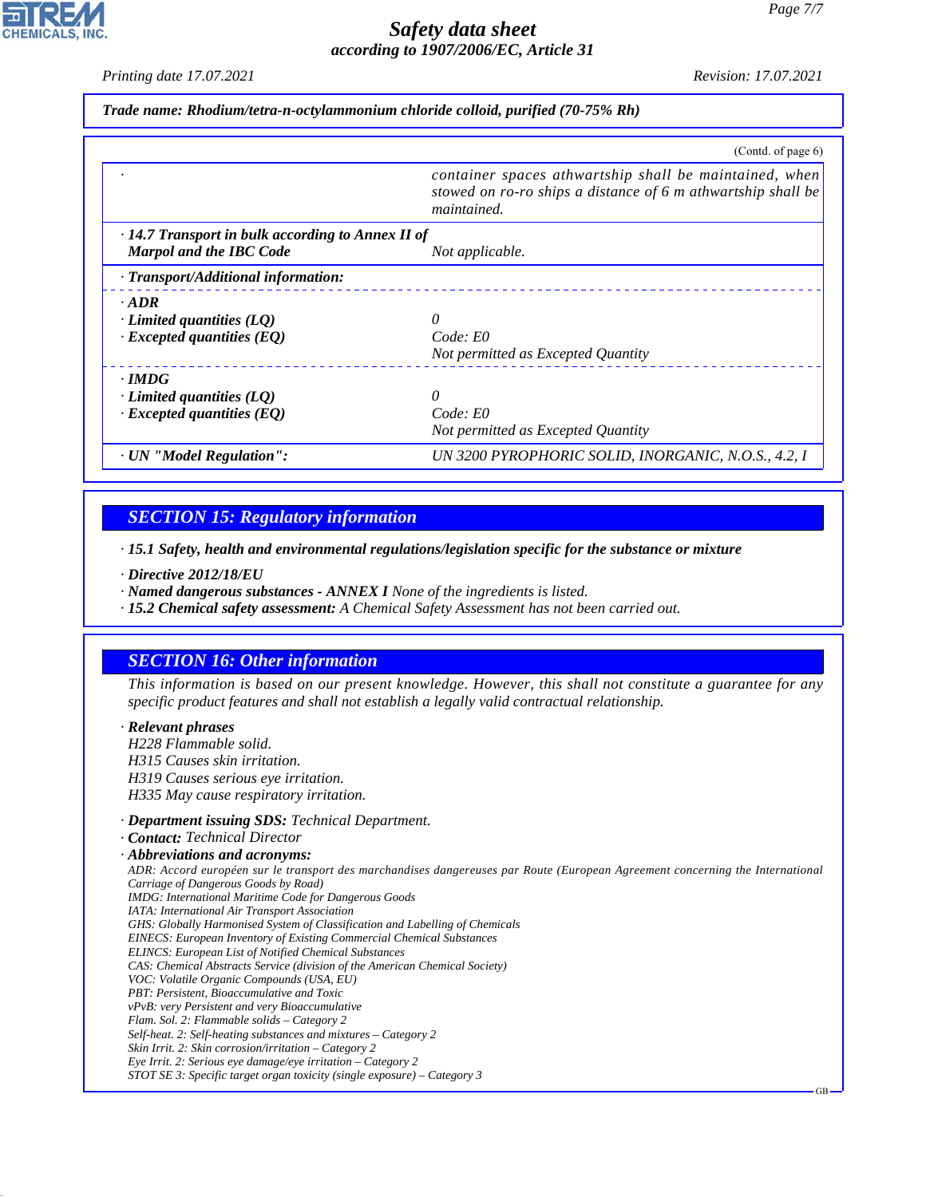**Trade name: Rhodium/tetra-n-octylammonium chloride colloid, purified (70-75% Rh)**

(Contd. of page 6)

| | |
|---|---|
| · | container spaces athwartship shall be maintained, when stowed on ro-ro ships a distance of 6 m athwartship shall be maintained. |
| **· 14.7 Transport in bulk according to Annex II of Marpol and the IBC Code** | Not applicable. |
| **· Transport/Additional information:** | |
| **· ADR** | |
| **· Limited quantities (LQ)** | 0 |
| **· Excepted quantities (EQ)** | Code: E0<br>Not permitted as Excepted Quantity |
| **· IMDG** | |
| **· Limited quantities (LQ)** | 0 |
| **· Excepted quantities (EQ)** | Code: E0<br>Not permitted as Excepted Quantity |
| **· UN "Model Regulation":** | UN 3200 PYROPHORIC SOLID, INORGANIC, N.O.S., 4.2, I |

## SECTION 15: Regulatory information

**· 15.1 Safety, health and environmental regulations/legislation specific for the substance or mixture**

**· Directive 2012/18/EU**
**· Named dangerous substances - ANNEX I** None of the ingredients is listed.
**· 15.2 Chemical safety assessment:** A Chemical Safety Assessment has not been carried out.

## SECTION 16: Other information

This information is based on our present knowledge. However, this shall not constitute a guarantee for any specific product features and shall not establish a legally valid contractual relationship.

**· Relevant phrases**
H228 Flammable solid.
H315 Causes skin irritation.
H319 Causes serious eye irritation.
H335 May cause respiratory irritation.

**· Department issuing SDS:** Technical Department.
**· Contact:** Technical Director
**· Abbreviations and acronyms:**
ADR: Accord européen sur le transport des marchandises dangereuses par Route (European Agreement concerning the International Carriage of Dangerous Goods by Road)
IMDG: International Maritime Code for Dangerous Goods
IATA: International Air Transport Association
GHS: Globally Harmonised System of Classification and Labelling of Chemicals
EINECS: European Inventory of Existing Commercial Chemical Substances
ELINCS: European List of Notified Chemical Substances
CAS: Chemical Abstracts Service (division of the American Chemical Society)
VOC: Volatile Organic Compounds (USA, EU)
PBT: Persistent, Bioaccumulative and Toxic
vPvB: very Persistent and very Bioaccumulative
Flam. Sol. 2: Flammable solids – Category 2
Self-heat. 2: Self-heating substances and mixtures – Category 2
Skin Irrit. 2: Skin corrosion/irritation – Category 2
Eye Irrit. 2: Serious eye damage/eye irritation – Category 2
STOT SE 3: Specific target organ toxicity (single exposure) – Category 3